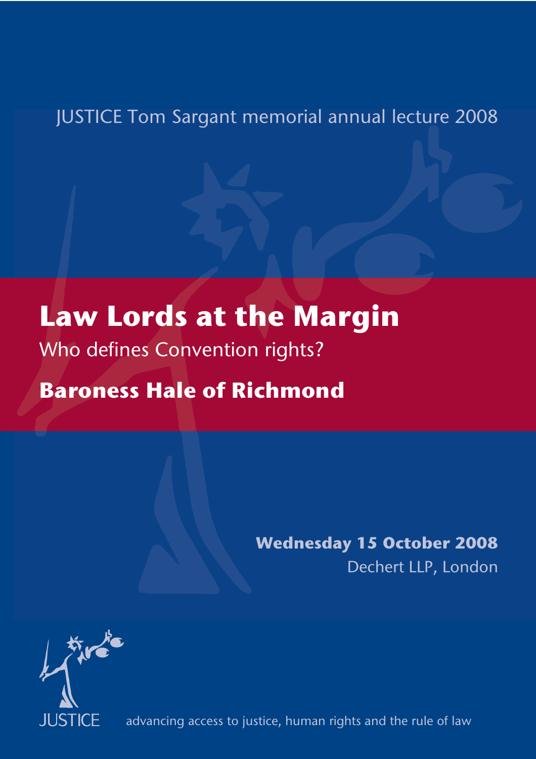JUSTICE Tom Sargant memorial annual lecture 2008

# Law Lords at the Margin

## Who defines Convention rights?

## Baroness Hale of Richmond

**Wednesday 15 October 2008**

Dechert LLP, London

JUSTICE

advancing access to justice, human rights and the rule of law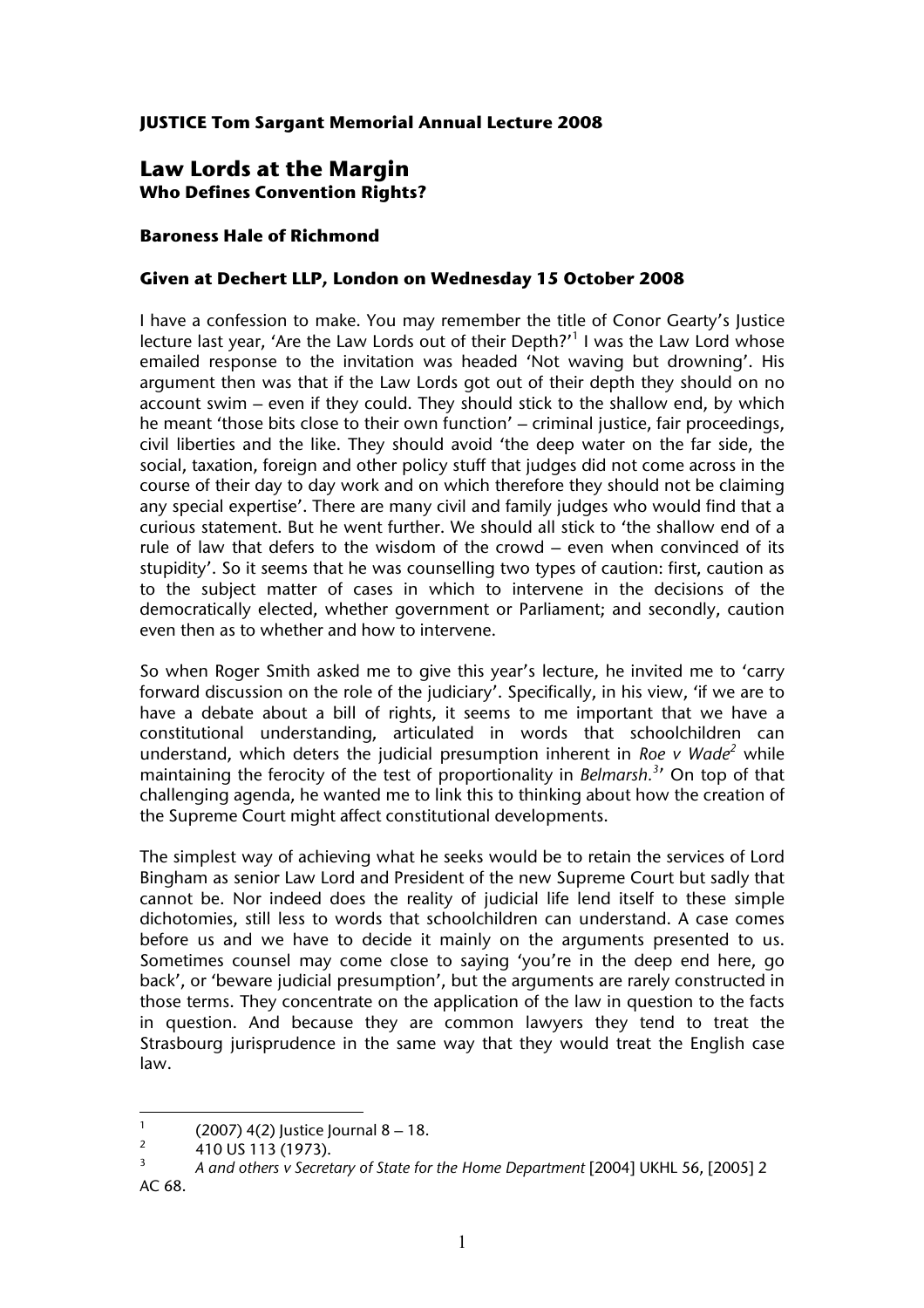**JUSTICE Tom Sargant Memorial Annual Lecture 2008**

# Law Lords at the Margin

### Who Defines Convention Rights?

**Baroness Hale of Richmond**

**Given at Dechert LLP, London on Wednesday 15 October 2008**

I have a confession to make. You may remember the title of Conor Gearty's Justice lecture last year, 'Are the Law Lords out of their Depth?'[1] I was the Law Lord whose emailed response to the invitation was headed 'Not waving but drowning'. His argument then was that if the Law Lords got out of their depth they should on no account swim – even if they could. They should stick to the shallow end, by which he meant 'those bits close to their own function' – criminal justice, fair proceedings, civil liberties and the like. They should avoid 'the deep water on the far side, the social, taxation, foreign and other policy stuff that judges did not come across in the course of their day to day work and on which therefore they should not be claiming any special expertise'. There are many civil and family judges who would find that a curious statement. But he went further. We should all stick to 'the shallow end of a rule of law that defers to the wisdom of the crowd – even when convinced of its stupidity'. So it seems that he was counselling two types of caution: first, caution as to the subject matter of cases in which to intervene in the decisions of the democratically elected, whether government or Parliament; and secondly, caution even then as to whether and how to intervene.

So when Roger Smith asked me to give this year's lecture, he invited me to 'carry forward discussion on the role of the judiciary'. Specifically, in his view, 'if we are to have a debate about a bill of rights, it seems to me important that we have a constitutional understanding, articulated in words that schoolchildren can understand, which deters the judicial presumption inherent in *Roe v Wade*[2] while maintaining the ferocity of the test of proportionality in *Belmarsh*.[3]' On top of that challenging agenda, he wanted me to link this to thinking about how the creation of the Supreme Court might affect constitutional developments.

The simplest way of achieving what he seeks would be to retain the services of Lord Bingham as senior Law Lord and President of the new Supreme Court but sadly that cannot be. Nor indeed does the reality of judicial life lend itself to these simple dichotomies, still less to words that schoolchildren can understand. A case comes before us and we have to decide it mainly on the arguments presented to us. Sometimes counsel may come close to saying 'you're in the deep end here, go back', or 'beware judicial presumption', but the arguments are rarely constructed in those terms. They concentrate on the application of the law in question to the facts in question. And because they are common lawyers they tend to treat the Strasbourg jurisprudence in the same way that they would treat the English case law.

---

1. (2007) 4(2) Justice Journal 8 – 18.
2. 410 US 113 (1973).
3. *A and others v Secretary of State for the Home Department* [2004] UKHL 56, [2005] 2 AC 68.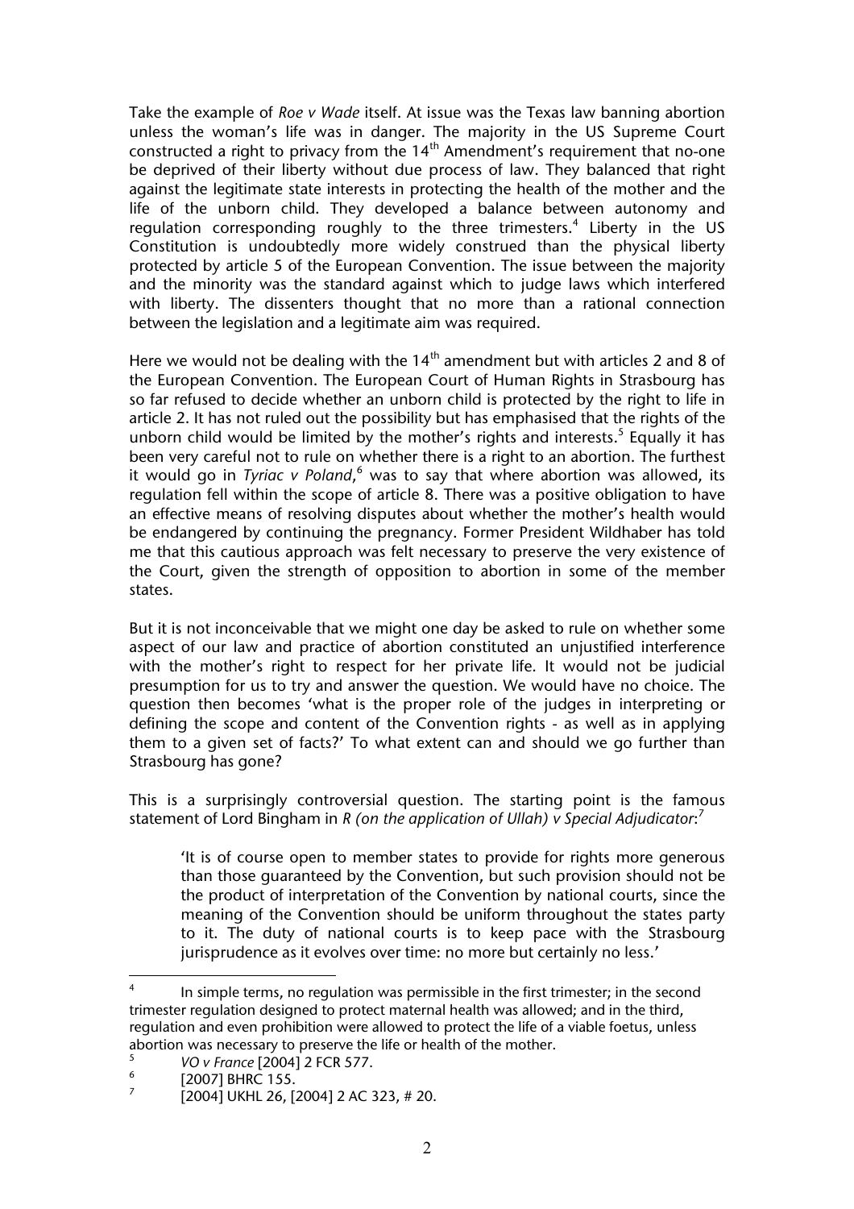Take the example of *Roe v Wade* itself. At issue was the Texas law banning abortion unless the woman's life was in danger. The majority in the US Supreme Court constructed a right to privacy from the 14th Amendment's requirement that no-one be deprived of their liberty without due process of law. They balanced that right against the legitimate state interests in protecting the health of the mother and the life of the unborn child. They developed a balance between autonomy and regulation corresponding roughly to the three trimesters.[4] Liberty in the US Constitution is undoubtedly more widely construed than the physical liberty protected by article 5 of the European Convention. The issue between the majority and the minority was the standard against which to judge laws which interfered with liberty. The dissenters thought that no more than a rational connection between the legislation and a legitimate aim was required.

Here we would not be dealing with the 14th amendment but with articles 2 and 8 of the European Convention. The European Court of Human Rights in Strasbourg has so far refused to decide whether an unborn child is protected by the right to life in article 2. It has not ruled out the possibility but has emphasised that the rights of the unborn child would be limited by the mother's rights and interests.[5] Equally it has been very careful not to rule on whether there is a right to an abortion. The furthest it would go in *Tyriac v Poland*,[6] was to say that where abortion was allowed, its regulation fell within the scope of article 8. There was a positive obligation to have an effective means of resolving disputes about whether the mother's health would be endangered by continuing the pregnancy. Former President Wildhaber has told me that this cautious approach was felt necessary to preserve the very existence of the Court, given the strength of opposition to abortion in some of the member states.

But it is not inconceivable that we might one day be asked to rule on whether some aspect of our law and practice of abortion constituted an unjustified interference with the mother's right to respect for her private life. It would not be judicial presumption for us to try and answer the question. We would have no choice. The question then becomes 'what is the proper role of the judges in interpreting or defining the scope and content of the Convention rights - as well as in applying them to a given set of facts?' To what extent can and should we go further than Strasbourg has gone?

This is a surprisingly controversial question. The starting point is the famous statement of Lord Bingham in *R (on the application of Ullah) v Special Adjudicator*:[7]

> 'It is of course open to member states to provide for rights more generous than those guaranteed by the Convention, but such provision should not be the product of interpretation of the Convention by national courts, since the meaning of the Convention should be uniform throughout the states party to it. The duty of national courts is to keep pace with the Strasbourg jurisprudence as it evolves over time: no more but certainly no less.'

---

[4] In simple terms, no regulation was permissible in the first trimester; in the second trimester regulation designed to protect maternal health was allowed; and in the third, regulation and even prohibition were allowed to protect the life of a viable foetus, unless abortion was necessary to preserve the life or health of the mother.

[5] *VO v France* [2004] 2 FCR 577.

[6] [2007] BHRC 155.

[7] [2004] UKHL 26, [2004] 2 AC 323, # 20.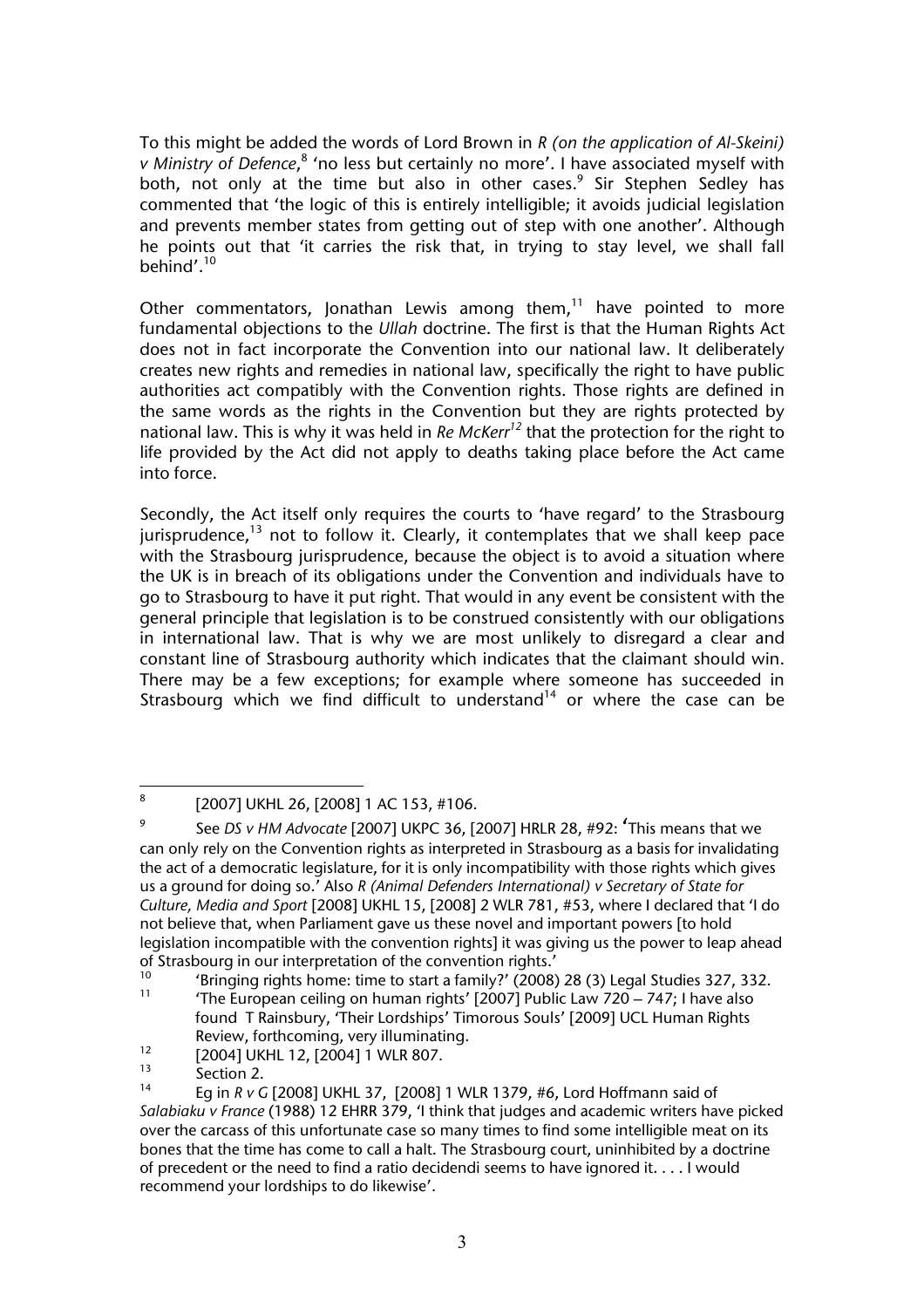To this might be added the words of Lord Brown in *R (on the application of Al-Skeini) v Ministry of Defence*,[8] 'no less but certainly no more'. I have associated myself with both, not only at the time but also in other cases.[9] Sir Stephen Sedley has commented that 'the logic of this is entirely intelligible; it avoids judicial legislation and prevents member states from getting out of step with one another'. Although he points out that 'it carries the risk that, in trying to stay level, we shall fall behind'.[10]

Other commentators, Jonathan Lewis among them,[11] have pointed to more fundamental objections to the *Ullah* doctrine. The first is that the Human Rights Act does not in fact incorporate the Convention into our national law. It deliberately creates new rights and remedies in national law, specifically the right to have public authorities act compatibly with the Convention rights. Those rights are defined in the same words as the rights in the Convention but they are rights protected by national law. This is why it was held in *Re McKerr*[12] that the protection for the right to life provided by the Act did not apply to deaths taking place before the Act came into force.

Secondly, the Act itself only requires the courts to 'have regard' to the Strasbourg jurisprudence,[13] not to follow it. Clearly, it contemplates that we shall keep pace with the Strasbourg jurisprudence, because the object is to avoid a situation where the UK is in breach of its obligations under the Convention and individuals have to go to Strasbourg to have it put right. That would in any event be consistent with the general principle that legislation is to be construed consistently with our obligations in international law. That is why we are most unlikely to disregard a clear and constant line of Strasbourg authority which indicates that the claimant should win. There may be a few exceptions; for example where someone has succeeded in Strasbourg which we find difficult to understand[14] or where the case can be

---

[8] [2007] UKHL 26, [2008] 1 AC 153, #106.

[9] See *DS v HM Advocate* [2007] UKPC 36, [2007] HRLR 28, #92: 'This means that we can only rely on the Convention rights as interpreted in Strasbourg as a basis for invalidating the act of a democratic legislature, for it is only incompatibility with those rights which gives us a ground for doing so.' Also *R (Animal Defenders International) v Secretary of State for Culture, Media and Sport* [2008] UKHL 15, [2008] 2 WLR 781, #53, where I declared that 'I do not believe that, when Parliament gave us these novel and important powers [to hold legislation incompatible with the convention rights] it was giving us the power to leap ahead of Strasbourg in our interpretation of the convention rights.'

[10] 'Bringing rights home: time to start a family?' (2008) 28 (3) Legal Studies 327, 332.

[11] 'The European ceiling on human rights' [2007] Public Law 720 – 747; I have also found T Rainsbury, 'Their Lordships' Timorous Souls' [2009] UCL Human Rights Review, forthcoming, very illuminating.

[12] [2004] UKHL 12, [2004] 1 WLR 807.

[13] Section 2.

[14] Eg in *R v G* [2008] UKHL 37, [2008] 1 WLR 1379, #6, Lord Hoffmann said of *Salabiaku v France* (1988) 12 EHRR 379, 'I think that judges and academic writers have picked over the carcass of this unfortunate case so many times to find some intelligible meat on its bones that the time has come to call a halt. The Strasbourg court, uninhibited by a doctrine of precedent or the need to find a ratio decidendi seems to have ignored it. . . . I would recommend your lordships to do likewise'.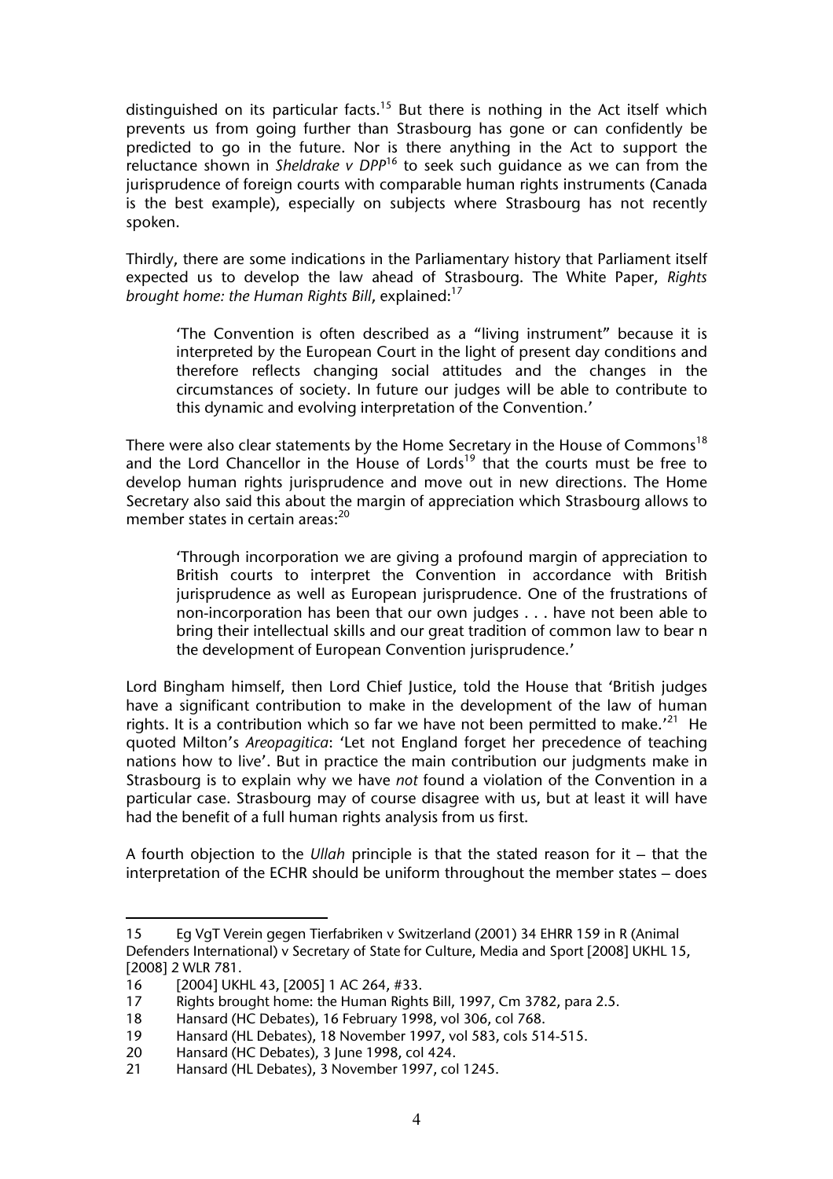distinguished on its particular facts.[15] But there is nothing in the Act itself which prevents us from going further than Strasbourg has gone or can confidently be predicted to go in the future. Nor is there anything in the Act to support the reluctance shown in *Sheldrake v DPP*[16] to seek such guidance as we can from the jurisprudence of foreign courts with comparable human rights instruments (Canada is the best example), especially on subjects where Strasbourg has not recently spoken.

Thirdly, there are some indications in the Parliamentary history that Parliament itself expected us to develop the law ahead of Strasbourg. The White Paper, *Rights brought home: the Human Rights Bill*, explained:[17]

> 'The Convention is often described as a "living instrument" because it is interpreted by the European Court in the light of present day conditions and therefore reflects changing social attitudes and the changes in the circumstances of society. In future our judges will be able to contribute to this dynamic and evolving interpretation of the Convention.'

There were also clear statements by the Home Secretary in the House of Commons[18] and the Lord Chancellor in the House of Lords[19] that the courts must be free to develop human rights jurisprudence and move out in new directions. The Home Secretary also said this about the margin of appreciation which Strasbourg allows to member states in certain areas:[20]

> 'Through incorporation we are giving a profound margin of appreciation to British courts to interpret the Convention in accordance with British jurisprudence as well as European jurisprudence. One of the frustrations of non-incorporation has been that our own judges . . . have not been able to bring their intellectual skills and our great tradition of common law to bear n the development of European Convention jurisprudence.'

Lord Bingham himself, then Lord Chief Justice, told the House that 'British judges have a significant contribution to make in the development of the law of human rights. It is a contribution which so far we have not been permitted to make.'[21] He quoted Milton's *Areopagitica*: 'Let not England forget her precedence of teaching nations how to live'. But in practice the main contribution our judgments make in Strasbourg is to explain why we have *not* found a violation of the Convention in a particular case. Strasbourg may of course disagree with us, but at least it will have had the benefit of a full human rights analysis from us first.

A fourth objection to the *Ullah* principle is that the stated reason for it – that the interpretation of the ECHR should be uniform throughout the member states – does

---

15 Eg VgT Verein gegen Tierfabriken v Switzerland (2001) 34 EHRR 159 in R (Animal Defenders International) v Secretary of State for Culture, Media and Sport [2008] UKHL 15, [2008] 2 WLR 781.

16 [2004] UKHL 43, [2005] 1 AC 264, #33.

17 Rights brought home: the Human Rights Bill, 1997, Cm 3782, para 2.5.

18 Hansard (HC Debates), 16 February 1998, vol 306, col 768.

19 Hansard (HL Debates), 18 November 1997, vol 583, cols 514-515.

20 Hansard (HC Debates), 3 June 1998, col 424.

21 Hansard (HL Debates), 3 November 1997, col 1245.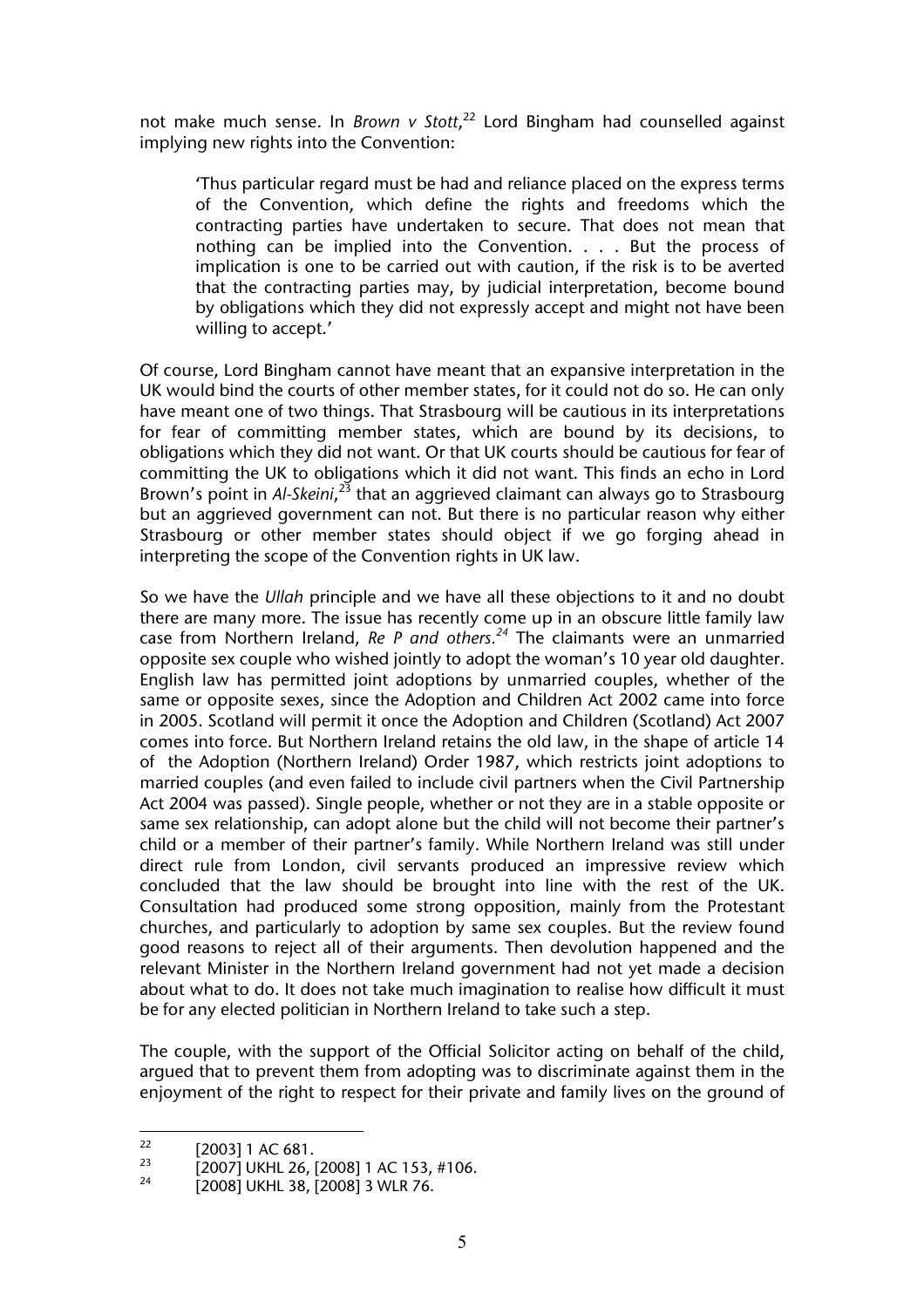not make much sense. In *Brown v Stott*,[22] Lord Bingham had counselled against implying new rights into the Convention:

> 'Thus particular regard must be had and reliance placed on the express terms of the Convention, which define the rights and freedoms which the contracting parties have undertaken to secure. That does not mean that nothing can be implied into the Convention. . . . But the process of implication is one to be carried out with caution, if the risk is to be averted that the contracting parties may, by judicial interpretation, become bound by obligations which they did not expressly accept and might not have been willing to accept.'

Of course, Lord Bingham cannot have meant that an expansive interpretation in the UK would bind the courts of other member states, for it could not do so. He can only have meant one of two things. That Strasbourg will be cautious in its interpretations for fear of committing member states, which are bound by its decisions, to obligations which they did not want. Or that UK courts should be cautious for fear of committing the UK to obligations which it did not want. This finds an echo in Lord Brown's point in *Al-Skeini*,[23] that an aggrieved claimant can always go to Strasbourg but an aggrieved government can not. But there is no particular reason why either Strasbourg or other member states should object if we go forging ahead in interpreting the scope of the Convention rights in UK law.

So we have the *Ullah* principle and we have all these objections to it and no doubt there are many more. The issue has recently come up in an obscure little family law case from Northern Ireland, *Re P and others.*[24] The claimants were an unmarried opposite sex couple who wished jointly to adopt the woman's 10 year old daughter. English law has permitted joint adoptions by unmarried couples, whether of the same or opposite sexes, since the Adoption and Children Act 2002 came into force in 2005. Scotland will permit it once the Adoption and Children (Scotland) Act 2007 comes into force. But Northern Ireland retains the old law, in the shape of article 14 of the Adoption (Northern Ireland) Order 1987, which restricts joint adoptions to married couples (and even failed to include civil partners when the Civil Partnership Act 2004 was passed). Single people, whether or not they are in a stable opposite or same sex relationship, can adopt alone but the child will not become their partner's child or a member of their partner's family. While Northern Ireland was still under direct rule from London, civil servants produced an impressive review which concluded that the law should be brought into line with the rest of the UK. Consultation had produced some strong opposition, mainly from the Protestant churches, and particularly to adoption by same sex couples. But the review found good reasons to reject all of their arguments. Then devolution happened and the relevant Minister in the Northern Ireland government had not yet made a decision about what to do. It does not take much imagination to realise how difficult it must be for any elected politician in Northern Ireland to take such a step.

The couple, with the support of the Official Solicitor acting on behalf of the child, argued that to prevent them from adopting was to discriminate against them in the enjoyment of the right to respect for their private and family lives on the ground of

---

[22] [2003] 1 AC 681.

[23] [2007] UKHL 26, [2008] 1 AC 153, #106.

[24] [2008] UKHL 38, [2008] 3 WLR 76.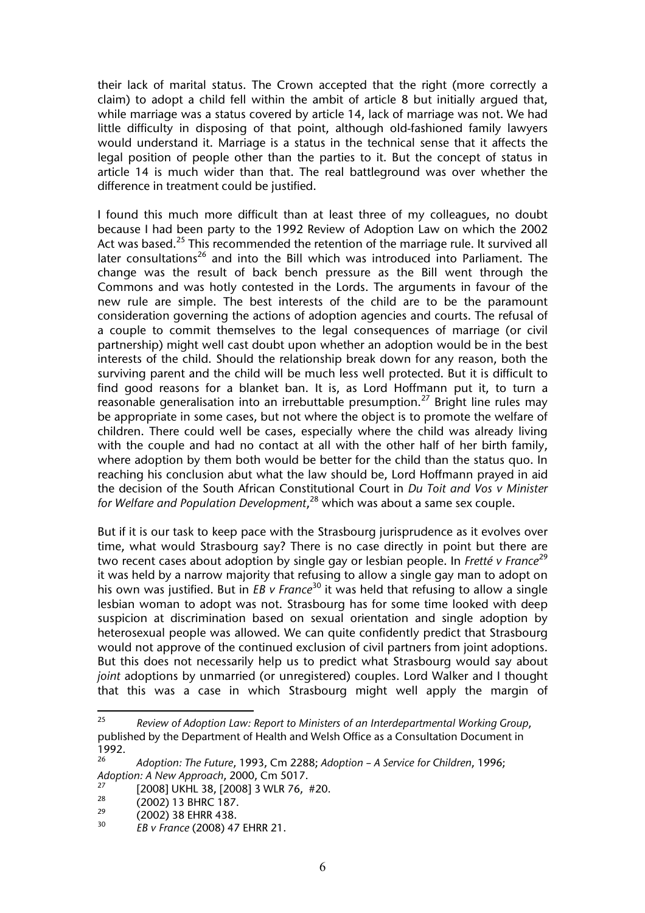their lack of marital status. The Crown accepted that the right (more correctly a claim) to adopt a child fell within the ambit of article 8 but initially argued that, while marriage was a status covered by article 14, lack of marriage was not. We had little difficulty in disposing of that point, although old-fashioned family lawyers would understand it. Marriage is a status in the technical sense that it affects the legal position of people other than the parties to it. But the concept of status in article 14 is much wider than that. The real battleground was over whether the difference in treatment could be justified.

I found this much more difficult than at least three of my colleagues, no doubt because I had been party to the 1992 Review of Adoption Law on which the 2002 Act was based.[25] This recommended the retention of the marriage rule. It survived all later consultations[26] and into the Bill which was introduced into Parliament. The change was the result of back bench pressure as the Bill went through the Commons and was hotly contested in the Lords. The arguments in favour of the new rule are simple. The best interests of the child are to be the paramount consideration governing the actions of adoption agencies and courts. The refusal of a couple to commit themselves to the legal consequences of marriage (or civil partnership) might well cast doubt upon whether an adoption would be in the best interests of the child. Should the relationship break down for any reason, both the surviving parent and the child will be much less well protected. But it is difficult to find good reasons for a blanket ban. It is, as Lord Hoffmann put it, to turn a reasonable generalisation into an irrebuttable presumption.[27] Bright line rules may be appropriate in some cases, but not where the object is to promote the welfare of children. There could well be cases, especially where the child was already living with the couple and had no contact at all with the other half of her birth family, where adoption by them both would be better for the child than the status quo. In reaching his conclusion abut what the law should be, Lord Hoffmann prayed in aid the decision of the South African Constitutional Court in *Du Toit and Vos v Minister for Welfare and Population Development*,[28] which was about a same sex couple.

But if it is our task to keep pace with the Strasbourg jurisprudence as it evolves over time, what would Strasbourg say? There is no case directly in point but there are two recent cases about adoption by single gay or lesbian people. In *Fretté v France*[29] it was held by a narrow majority that refusing to allow a single gay man to adopt on his own was justified. But in *EB v France*[30] it was held that refusing to allow a single lesbian woman to adopt was not. Strasbourg has for some time looked with deep suspicion at discrimination based on sexual orientation and single adoption by heterosexual people was allowed. We can quite confidently predict that Strasbourg would not approve of the continued exclusion of civil partners from joint adoptions. But this does not necessarily help us to predict what Strasbourg would say about *joint* adoptions by unmarried (or unregistered) couples. Lord Walker and I thought that this was a case in which Strasbourg might well apply the margin of

---

[25] *Review of Adoption Law: Report to Ministers of an Interdepartmental Working Group*, published by the Department of Health and Welsh Office as a Consultation Document in 1992.

[26] *Adoption: The Future*, 1993, Cm 2288; *Adoption – A Service for Children*, 1996; *Adoption: A New Approach*, 2000, Cm 5017.

[27] [2008] UKHL 38, [2008] 3 WLR 76, #20.

[28] (2002) 13 BHRC 187.

[29] (2002) 38 EHRR 438.

[30] *EB v France* (2008) 47 EHRR 21.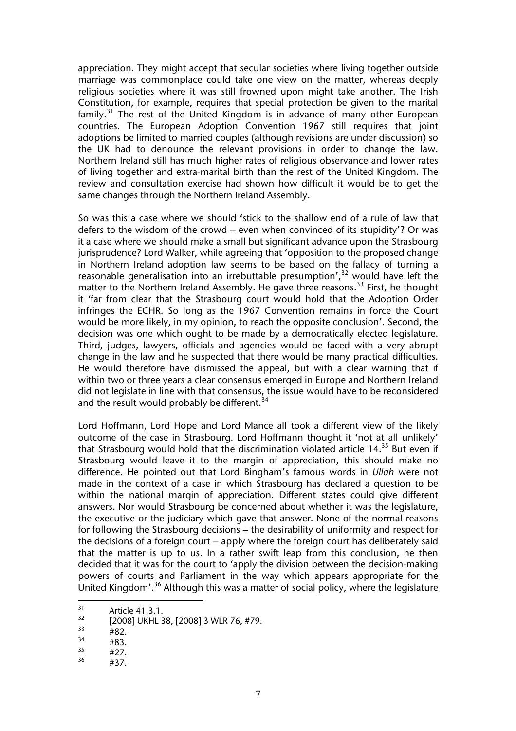appreciation. They might accept that secular societies where living together outside marriage was commonplace could take one view on the matter, whereas deeply religious societies where it was still frowned upon might take another. The Irish Constitution, for example, requires that special protection be given to the marital family.[31] The rest of the United Kingdom is in advance of many other European countries. The European Adoption Convention 1967 still requires that joint adoptions be limited to married couples (although revisions are under discussion) so the UK had to denounce the relevant provisions in order to change the law. Northern Ireland still has much higher rates of religious observance and lower rates of living together and extra-marital birth than the rest of the United Kingdom. The review and consultation exercise had shown how difficult it would be to get the same changes through the Northern Ireland Assembly.

So was this a case where we should 'stick to the shallow end of a rule of law that defers to the wisdom of the crowd – even when convinced of its stupidity'? Or was it a case where we should make a small but significant advance upon the Strasbourg jurisprudence? Lord Walker, while agreeing that 'opposition to the proposed change in Northern Ireland adoption law seems to be based on the fallacy of turning a reasonable generalisation into an irrebuttable presumption',[32] would have left the matter to the Northern Ireland Assembly. He gave three reasons.[33] First, he thought it 'far from clear that the Strasbourg court would hold that the Adoption Order infringes the ECHR. So long as the 1967 Convention remains in force the Court would be more likely, in my opinion, to reach the opposite conclusion'. Second, the decision was one which ought to be made by a democratically elected legislature. Third, judges, lawyers, officials and agencies would be faced with a very abrupt change in the law and he suspected that there would be many practical difficulties. He would therefore have dismissed the appeal, but with a clear warning that if within two or three years a clear consensus emerged in Europe and Northern Ireland did not legislate in line with that consensus, the issue would have to be reconsidered and the result would probably be different.[34]

Lord Hoffmann, Lord Hope and Lord Mance all took a different view of the likely outcome of the case in Strasbourg. Lord Hoffmann thought it 'not at all unlikely' that Strasbourg would hold that the discrimination violated article 14.[35] But even if Strasbourg would leave it to the margin of appreciation, this should make no difference. He pointed out that Lord Bingham's famous words in *Ullah* were not made in the context of a case in which Strasbourg has declared a question to be within the national margin of appreciation. Different states could give different answers. Nor would Strasbourg be concerned about whether it was the legislature, the executive or the judiciary which gave that answer. None of the normal reasons for following the Strasbourg decisions – the desirability of uniformity and respect for the decisions of a foreign court – apply where the foreign court has deliberately said that the matter is up to us. In a rather swift leap from this conclusion, he then decided that it was for the court to 'apply the division between the decision-making powers of courts and Parliament in the way which appears appropriate for the United Kingdom'.[36] Although this was a matter of social policy, where the legislature

---

[31] Article 41.3.1.

[32] [2008] UKHL 38, [2008] 3 WLR 76, #79.

[33] #82.

[34] #83.

[35] #27.

[36] #37.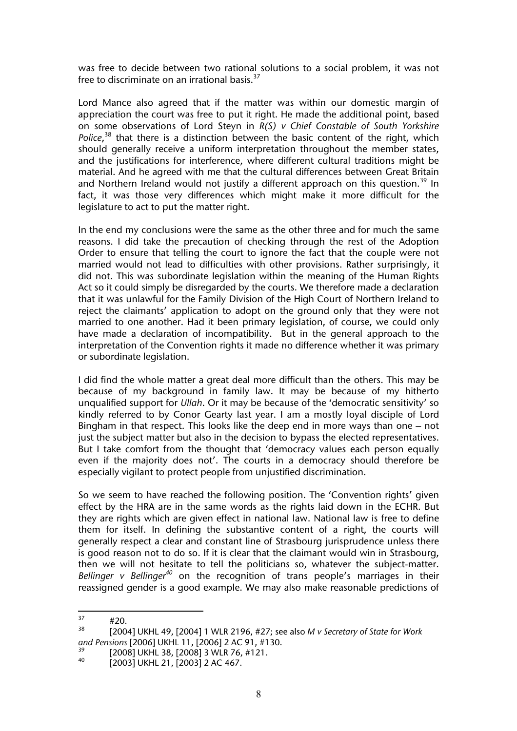was free to decide between two rational solutions to a social problem, it was not free to discriminate on an irrational basis.[37]

Lord Mance also agreed that if the matter was within our domestic margin of appreciation the court was free to put it right. He made the additional point, based on some observations of Lord Steyn in *R(S) v Chief Constable of South Yorkshire Police*,[38] that there is a distinction between the basic content of the right, which should generally receive a uniform interpretation throughout the member states, and the justifications for interference, where different cultural traditions might be material. And he agreed with me that the cultural differences between Great Britain and Northern Ireland would not justify a different approach on this question.[39] In fact, it was those very differences which might make it more difficult for the legislature to act to put the matter right.

In the end my conclusions were the same as the other three and for much the same reasons. I did take the precaution of checking through the rest of the Adoption Order to ensure that telling the court to ignore the fact that the couple were not married would not lead to difficulties with other provisions. Rather surprisingly, it did not. This was subordinate legislation within the meaning of the Human Rights Act so it could simply be disregarded by the courts. We therefore made a declaration that it was unlawful for the Family Division of the High Court of Northern Ireland to reject the claimants' application to adopt on the ground only that they were not married to one another. Had it been primary legislation, of course, we could only have made a declaration of incompatibility. But in the general approach to the interpretation of the Convention rights it made no difference whether it was primary or subordinate legislation.

I did find the whole matter a great deal more difficult than the others. This may be because of my background in family law. It may be because of my hitherto unqualified support for *Ullah*. Or it may be because of the 'democratic sensitivity' so kindly referred to by Conor Gearty last year. I am a mostly loyal disciple of Lord Bingham in that respect. This looks like the deep end in more ways than one – not just the subject matter but also in the decision to bypass the elected representatives. But I take comfort from the thought that 'democracy values each person equally even if the majority does not'. The courts in a democracy should therefore be especially vigilant to protect people from unjustified discrimination.

So we seem to have reached the following position. The 'Convention rights' given effect by the HRA are in the same words as the rights laid down in the ECHR. But they are rights which are given effect in national law. National law is free to define them for itself. In defining the substantive content of a right, the courts will generally respect a clear and constant line of Strasbourg jurisprudence unless there is good reason not to do so. If it is clear that the claimant would win in Strasbourg, then we will not hesitate to tell the politicians so, whatever the subject-matter. *Bellinger v Bellinger*[40] on the recognition of trans people's marriages in their reassigned gender is a good example. We may also make reasonable predictions of

---

[37] #20.

[38] [2004] UKHL 49, [2004] 1 WLR 2196, #27; see also *M v Secretary of State for Work and Pensions* [2006] UKHL 11, [2006] 2 AC 91, #130.

[39] [2008] UKHL 38, [2008] 3 WLR 76, #121.

[40] [2003] UKHL 21, [2003] 2 AC 467.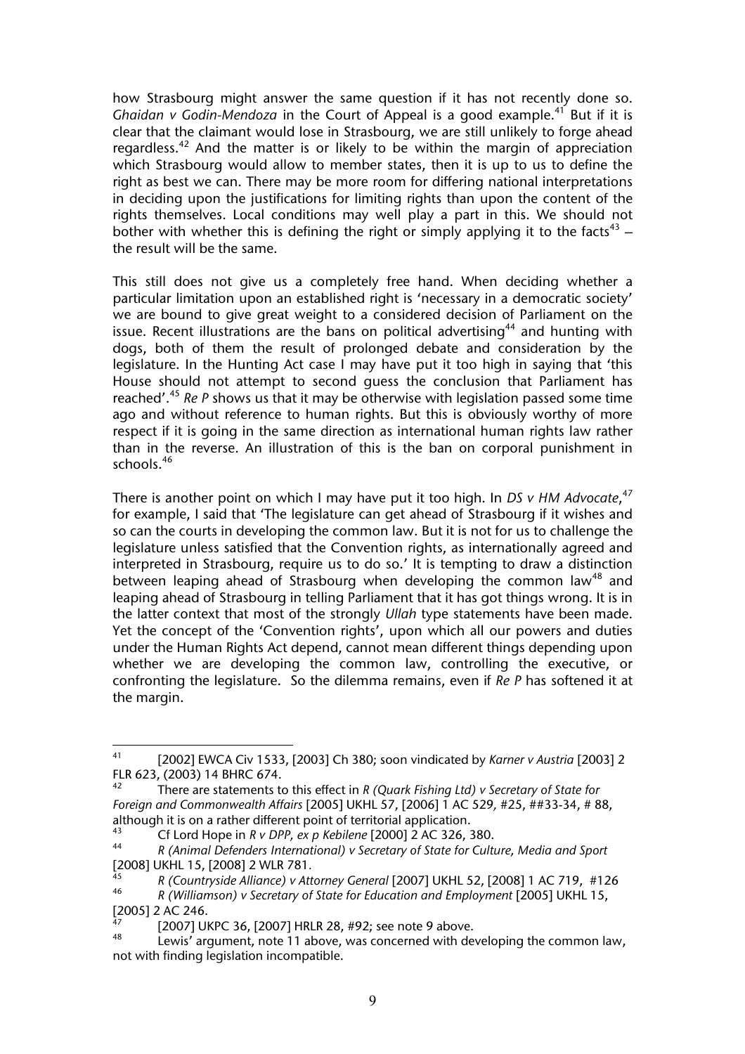how Strasbourg might answer the same question if it has not recently done so. *Ghaidan v Godin-Mendoza* in the Court of Appeal is a good example.[41] But if it is clear that the claimant would lose in Strasbourg, we are still unlikely to forge ahead regardless.[42] And the matter is or likely to be within the margin of appreciation which Strasbourg would allow to member states, then it is up to us to define the right as best we can. There may be more room for differing national interpretations in deciding upon the justifications for limiting rights than upon the content of the rights themselves. Local conditions may well play a part in this. We should not bother with whether this is defining the right or simply applying it to the facts[43] – the result will be the same.

This still does not give us a completely free hand. When deciding whether a particular limitation upon an established right is 'necessary in a democratic society' we are bound to give great weight to a considered decision of Parliament on the issue. Recent illustrations are the bans on political advertising[44] and hunting with dogs, both of them the result of prolonged debate and consideration by the legislature. In the Hunting Act case I may have put it too high in saying that 'this House should not attempt to second guess the conclusion that Parliament has reached'.[45] *Re P* shows us that it may be otherwise with legislation passed some time ago and without reference to human rights. But this is obviously worthy of more respect if it is going in the same direction as international human rights law rather than in the reverse. An illustration of this is the ban on corporal punishment in schools.[46]

There is another point on which I may have put it too high. In *DS v HM Advocate*,[47] for example, I said that 'The legislature can get ahead of Strasbourg if it wishes and so can the courts in developing the common law. But it is not for us to challenge the legislature unless satisfied that the Convention rights, as internationally agreed and interpreted in Strasbourg, require us to do so.' It is tempting to draw a distinction between leaping ahead of Strasbourg when developing the common law[48] and leaping ahead of Strasbourg in telling Parliament that it has got things wrong. It is in the latter context that most of the strongly *Ullah* type statements have been made. Yet the concept of the 'Convention rights', upon which all our powers and duties under the Human Rights Act depend, cannot mean different things depending upon whether we are developing the common law, controlling the executive, or confronting the legislature. So the dilemma remains, even if *Re P* has softened it at the margin.

---

[41] [2002] EWCA Civ 1533, [2003] Ch 380; soon vindicated by *Karner v Austria* [2003] 2 FLR 623, (2003) 14 BHRC 674.

[42] There are statements to this effect in *R (Quark Fishing Ltd) v Secretary of State for Foreign and Commonwealth Affairs* [2005] UKHL 57, [2006] 1 AC 529, #25, ##33-34, # 88, although it is on a rather different point of territorial application.

[43] Cf Lord Hope in *R v DPP, ex p Kebilene* [2000] 2 AC 326, 380.

[44] *R (Animal Defenders International) v Secretary of State for Culture, Media and Sport* [2008] UKHL 15, [2008] 2 WLR 781.

[45] *R (Countryside Alliance) v Attorney General* [2007] UKHL 52, [2008] 1 AC 719, #126

[46] *R (Williamson) v Secretary of State for Education and Employment* [2005] UKHL 15, [2005] 2 AC 246.

[47] [2007] UKPC 36, [2007] HRLR 28, #92; see note 9 above.

[48] Lewis' argument, note 11 above, was concerned with developing the common law, not with finding legislation incompatible.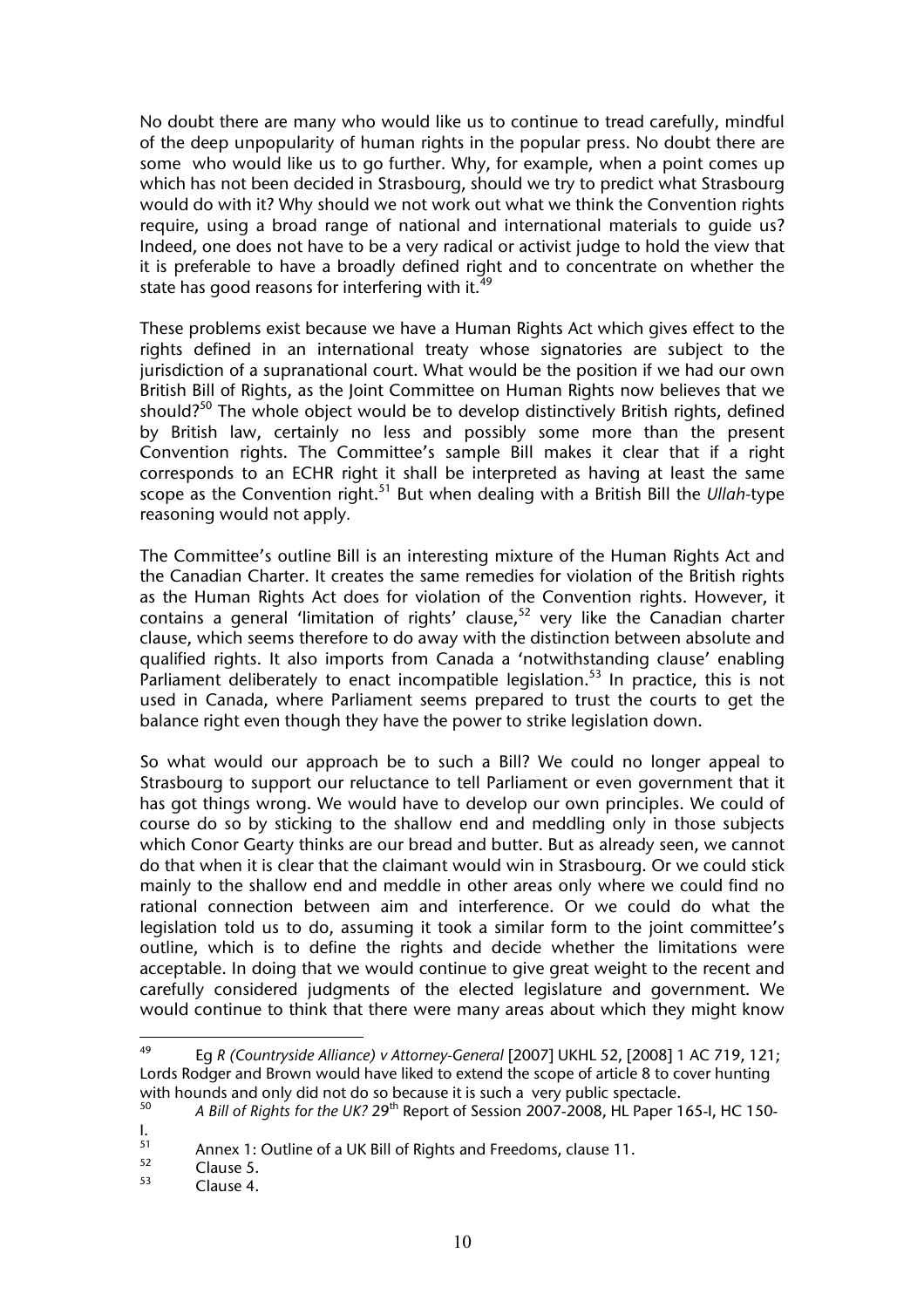No doubt there are many who would like us to continue to tread carefully, mindful of the deep unpopularity of human rights in the popular press. No doubt there are some who would like us to go further. Why, for example, when a point comes up which has not been decided in Strasbourg, should we try to predict what Strasbourg would do with it? Why should we not work out what we think the Convention rights require, using a broad range of national and international materials to guide us? Indeed, one does not have to be a very radical or activist judge to hold the view that it is preferable to have a broadly defined right and to concentrate on whether the state has good reasons for interfering with it.[49]

These problems exist because we have a Human Rights Act which gives effect to the rights defined in an international treaty whose signatories are subject to the jurisdiction of a supranational court. What would be the position if we had our own British Bill of Rights, as the Joint Committee on Human Rights now believes that we should?[50] The whole object would be to develop distinctively British rights, defined by British law, certainly no less and possibly some more than the present Convention rights. The Committee's sample Bill makes it clear that if a right corresponds to an ECHR right it shall be interpreted as having at least the same scope as the Convention right.[51] But when dealing with a British Bill the *Ullah*-type reasoning would not apply.

The Committee's outline Bill is an interesting mixture of the Human Rights Act and the Canadian Charter. It creates the same remedies for violation of the British rights as the Human Rights Act does for violation of the Convention rights. However, it contains a general 'limitation of rights' clause,[52] very like the Canadian charter clause, which seems therefore to do away with the distinction between absolute and qualified rights. It also imports from Canada a 'notwithstanding clause' enabling Parliament deliberately to enact incompatible legislation.[53] In practice, this is not used in Canada, where Parliament seems prepared to trust the courts to get the balance right even though they have the power to strike legislation down.

So what would our approach be to such a Bill? We could no longer appeal to Strasbourg to support our reluctance to tell Parliament or even government that it has got things wrong. We would have to develop our own principles. We could of course do so by sticking to the shallow end and meddling only in those subjects which Conor Gearty thinks are our bread and butter. But as already seen, we cannot do that when it is clear that the claimant would win in Strasbourg. Or we could stick mainly to the shallow end and meddle in other areas only where we could find no rational connection between aim and interference. Or we could do what the legislation told us to do, assuming it took a similar form to the joint committee's outline, which is to define the rights and decide whether the limitations were acceptable. In doing that we would continue to give great weight to the recent and carefully considered judgments of the elected legislature and government. We would continue to think that there were many areas about which they might know

---

[49] Eg *R (Countryside Alliance) v Attorney-General* [2007] UKHL 52, [2008] 1 AC 719, 121; Lords Rodger and Brown would have liked to extend the scope of article 8 to cover hunting with hounds and only did not do so because it is such a very public spectacle.

[50] *A Bill of Rights for the UK?* 29th Report of Session 2007-2008, HL Paper 165-I, HC 150-I.

[51] Annex 1: Outline of a UK Bill of Rights and Freedoms, clause 11.

[52] Clause 5.

[53] Clause 4.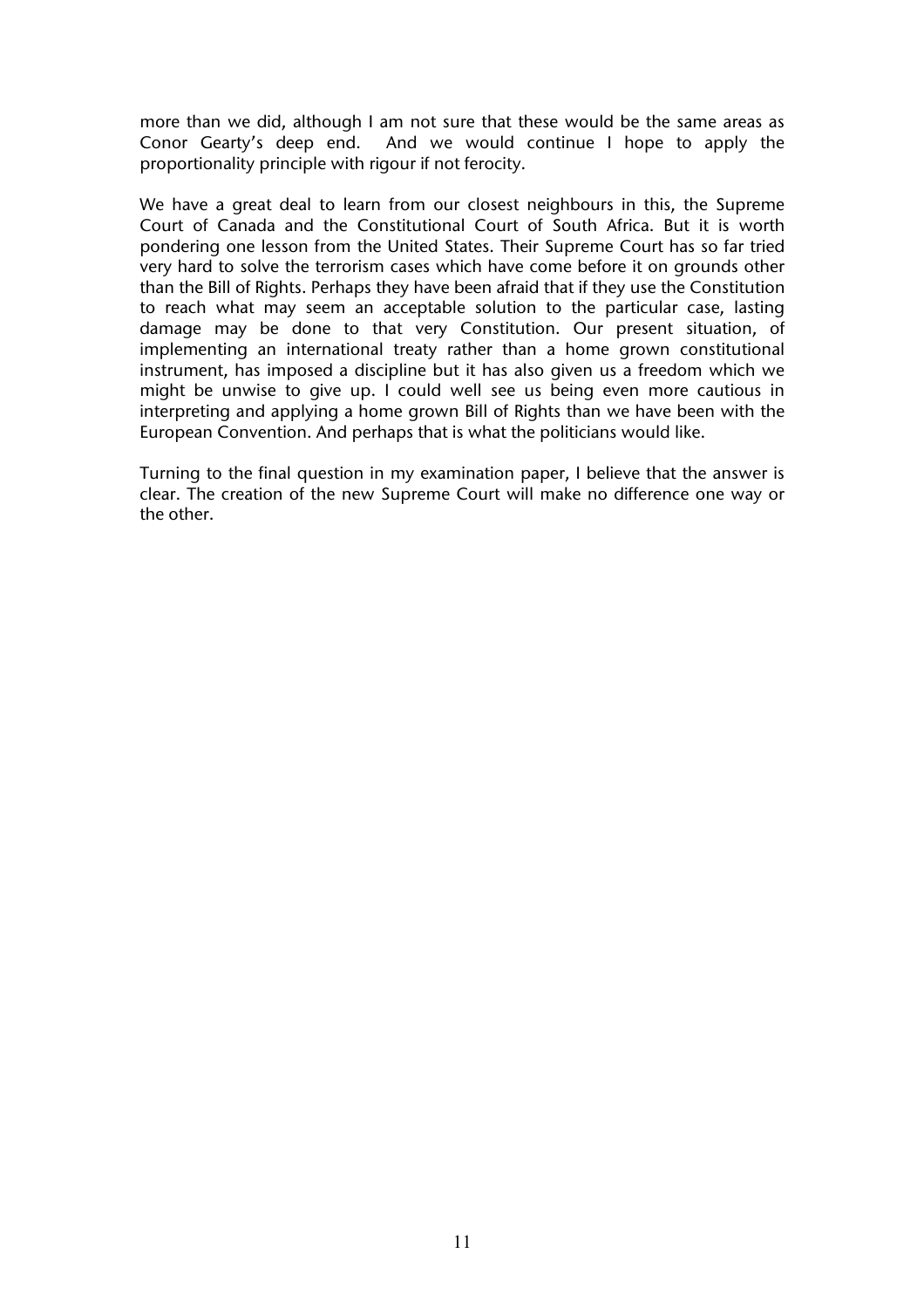more than we did, although I am not sure that these would be the same areas as Conor Gearty's deep end. And we would continue I hope to apply the proportionality principle with rigour if not ferocity.

We have a great deal to learn from our closest neighbours in this, the Supreme Court of Canada and the Constitutional Court of South Africa. But it is worth pondering one lesson from the United States. Their Supreme Court has so far tried very hard to solve the terrorism cases which have come before it on grounds other than the Bill of Rights. Perhaps they have been afraid that if they use the Constitution to reach what may seem an acceptable solution to the particular case, lasting damage may be done to that very Constitution. Our present situation, of implementing an international treaty rather than a home grown constitutional instrument, has imposed a discipline but it has also given us a freedom which we might be unwise to give up. I could well see us being even more cautious in interpreting and applying a home grown Bill of Rights than we have been with the European Convention. And perhaps that is what the politicians would like.

Turning to the final question in my examination paper, I believe that the answer is clear. The creation of the new Supreme Court will make no difference one way or the other.